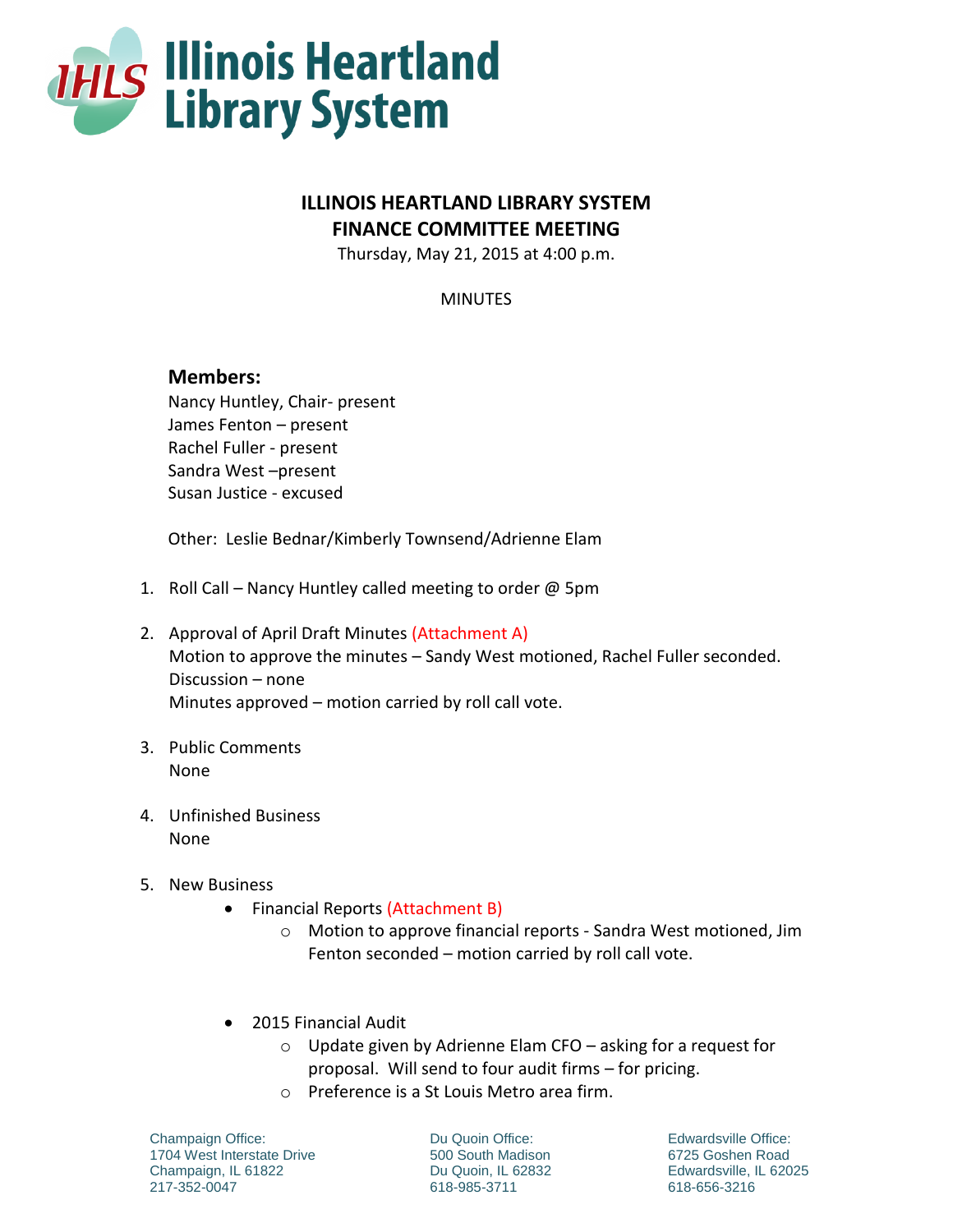# Illinois Heartland Library System

## ILLINOIS HEARTLAND LIBRARY SYSTEM
## FINANCE COMMITTEE MEETING

Thursday, May 21, 2015 at 4:00 p.m.

MINUTES

### Members:

Nancy Huntley, Chair- present
James Fenton – present
Rachel Fuller - present
Sandra West –present
Susan Justice - excused

Other: Leslie Bednar/Kimberly Townsend/Adrienne Elam

1. Roll Call – Nancy Huntley called meeting to order @ 5pm

2. Approval of April Draft Minutes (Attachment A)
   Motion to approve the minutes – Sandy West motioned, Rachel Fuller seconded.
   Discussion – none
   Minutes approved – motion carried by roll call vote.

3. Public Comments
   None

4. Unfinished Business
   None

5. New Business
   - Financial Reports (Attachment B)
     - Motion to approve financial reports - Sandra West motioned, Jim Fenton seconded – motion carried by roll call vote.
   - 2015 Financial Audit
     - Update given by Adrienne Elam CFO – asking for a request for proposal. Will send to four audit firms – for pricing.
     - Preference is a St Louis Metro area firm.

Champaign Office:
1704 West Interstate Drive
Champaign, IL 61822
217-352-0047

Du Quoin Office:
500 South Madison
Du Quoin, IL 62832
618-985-3711

Edwardsville Office:
6725 Goshen Road
Edwardsville, IL 62025
618-656-3216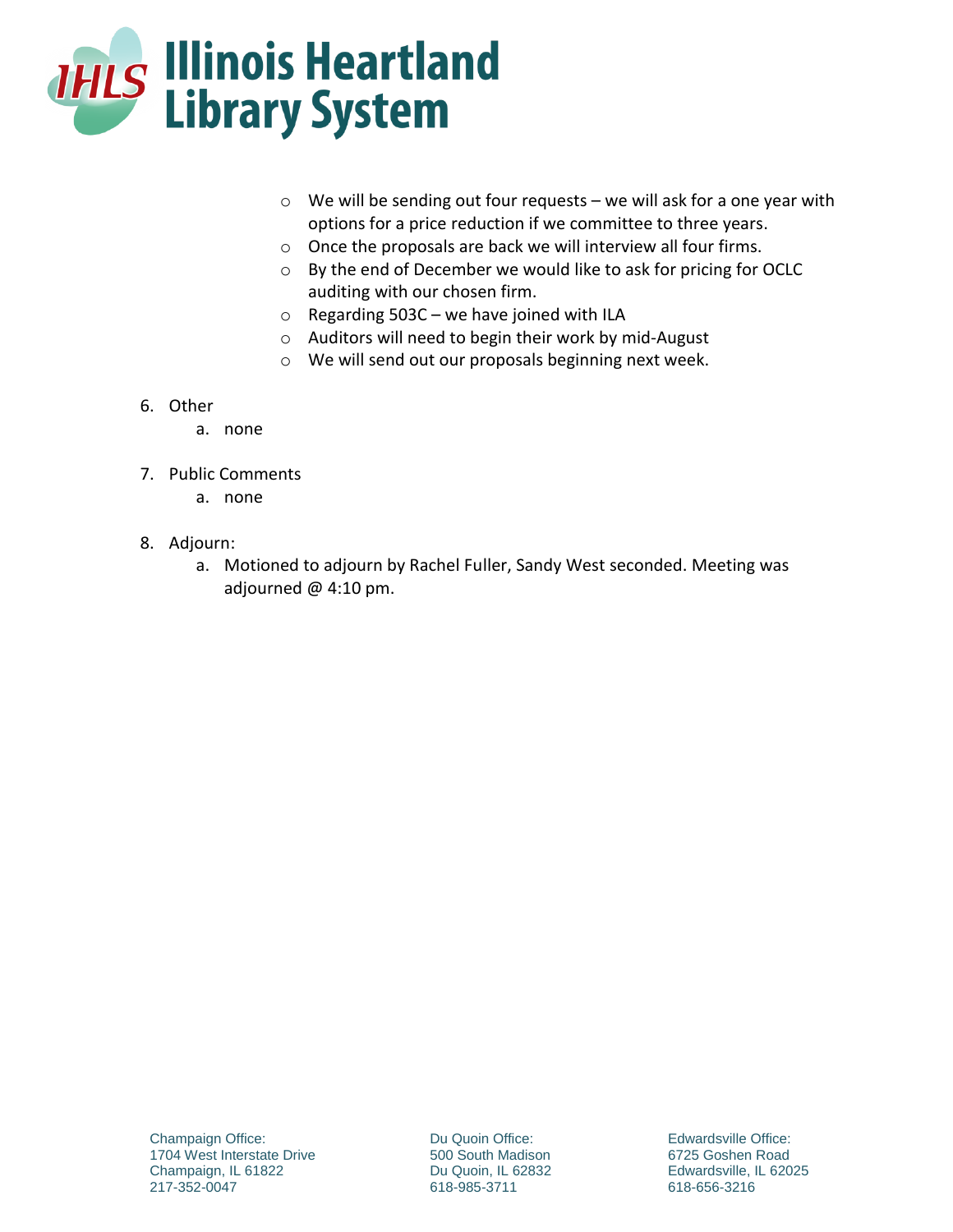- We will be sending out four requests – we will ask for a one year with options for a price reduction if we committee to three years.
- Once the proposals are back we will interview all four firms.
- By the end of December we would like to ask for pricing for OCLC auditing with our chosen firm.
- Regarding 503C – we have joined with ILA
- Auditors will need to begin their work by mid-August
- We will send out our proposals beginning next week.

6. Other
   a. none

7. Public Comments
   a. none

8. Adjourn:
   a. Motioned to adjourn by Rachel Fuller, Sandy West seconded. Meeting was adjourned @ 4:10 pm.